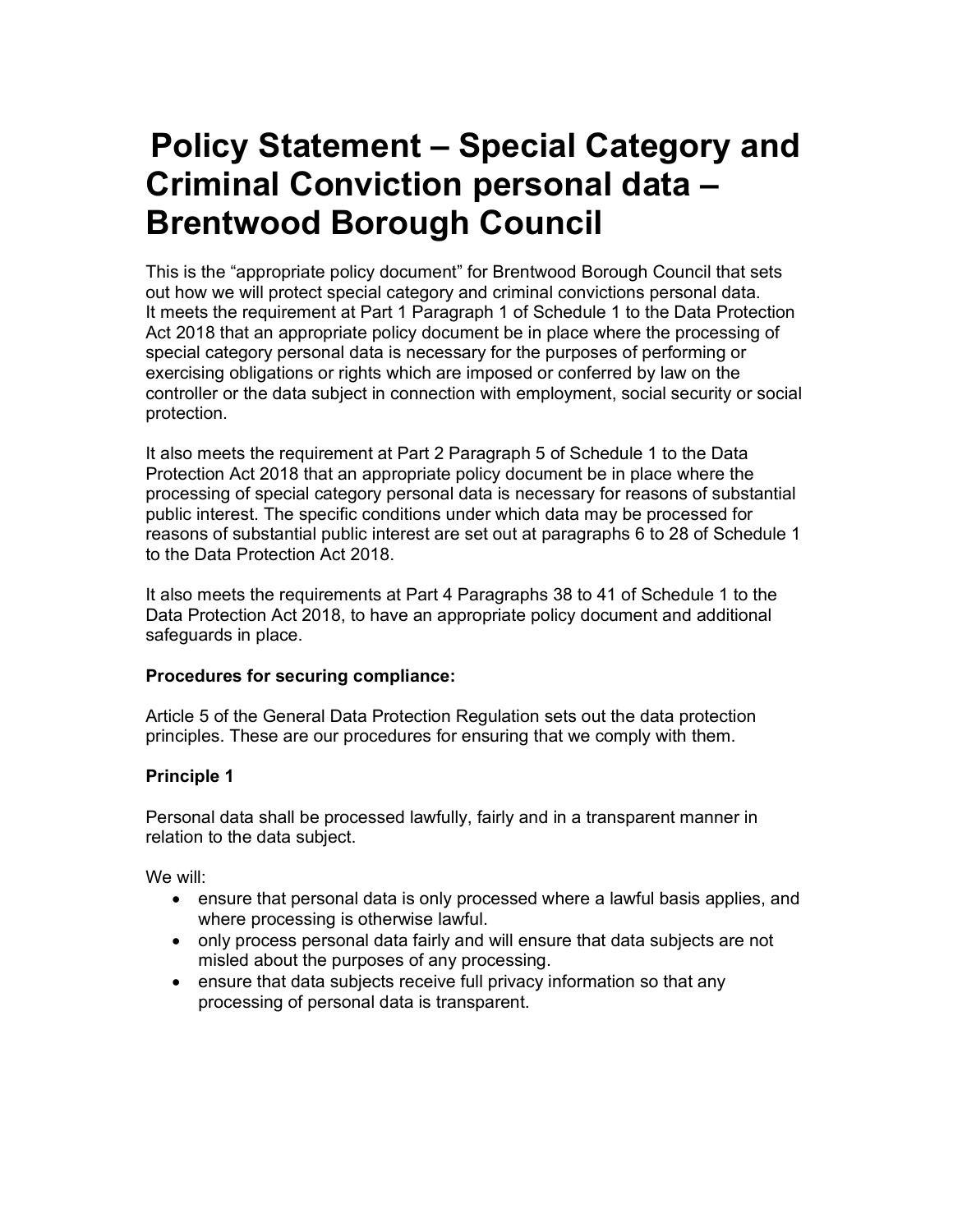# Policy Statement – Special Category and Criminal Conviction personal data – Brentwood Borough Council

This is the "appropriate policy document" for Brentwood Borough Council that sets out how we will protect special category and criminal convictions personal data. It meets the requirement at Part 1 Paragraph 1 of Schedule 1 to the Data Protection Act 2018 that an appropriate policy document be in place where the processing of special category personal data is necessary for the purposes of performing or exercising obligations or rights which are imposed or conferred by law on the controller or the data subject in connection with employment, social security or social protection.

It also meets the requirement at Part 2 Paragraph 5 of Schedule 1 to the Data Protection Act 2018 that an appropriate policy document be in place where the processing of special category personal data is necessary for reasons of substantial public interest. The specific conditions under which data may be processed for reasons of substantial public interest are set out at paragraphs 6 to 28 of Schedule 1 to the Data Protection Act 2018.

It also meets the requirements at Part 4 Paragraphs 38 to 41 of Schedule 1 to the Data Protection Act 2018, to have an appropriate policy document and additional safeguards in place.

**Procedures for securing compliance:**

Article 5 of the General Data Protection Regulation sets out the data protection principles. These are our procedures for ensuring that we comply with them.

**Principle 1**

Personal data shall be processed lawfully, fairly and in a transparent manner in relation to the data subject.

We will:

- ensure that personal data is only processed where a lawful basis applies, and where processing is otherwise lawful.
- only process personal data fairly and will ensure that data subjects are not misled about the purposes of any processing.
- ensure that data subjects receive full privacy information so that any processing of personal data is transparent.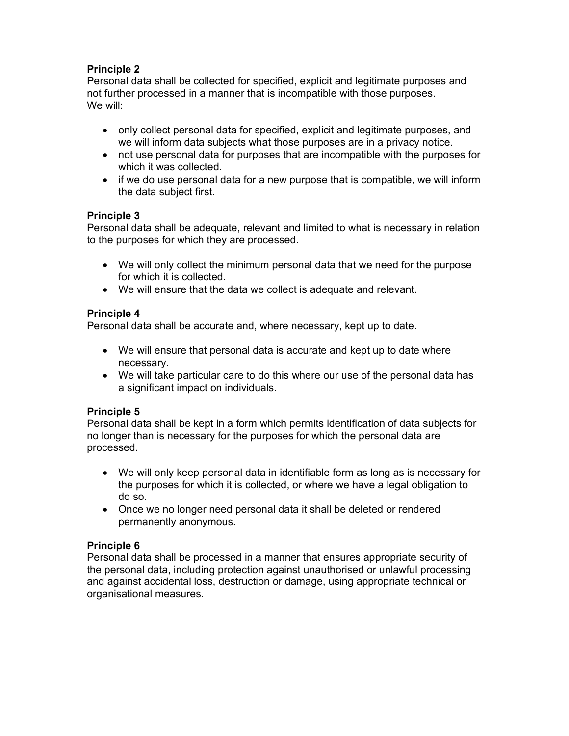**Principle 2**

Personal data shall be collected for specified, explicit and legitimate purposes and not further processed in a manner that is incompatible with those purposes.
We will:

- only collect personal data for specified, explicit and legitimate purposes, and we will inform data subjects what those purposes are in a privacy notice.
- not use personal data for purposes that are incompatible with the purposes for which it was collected.
- if we do use personal data for a new purpose that is compatible, we will inform the data subject first.

**Principle 3**

Personal data shall be adequate, relevant and limited to what is necessary in relation to the purposes for which they are processed.

- We will only collect the minimum personal data that we need for the purpose for which it is collected.
- We will ensure that the data we collect is adequate and relevant.

**Principle 4**

Personal data shall be accurate and, where necessary, kept up to date.

- We will ensure that personal data is accurate and kept up to date where necessary.
- We will take particular care to do this where our use of the personal data has a significant impact on individuals.

**Principle 5**

Personal data shall be kept in a form which permits identification of data subjects for no longer than is necessary for the purposes for which the personal data are processed.

- We will only keep personal data in identifiable form as long as is necessary for the purposes for which it is collected, or where we have a legal obligation to do so.
- Once we no longer need personal data it shall be deleted or rendered permanently anonymous.

**Principle 6**

Personal data shall be processed in a manner that ensures appropriate security of the personal data, including protection against unauthorised or unlawful processing and against accidental loss, destruction or damage, using appropriate technical or organisational measures.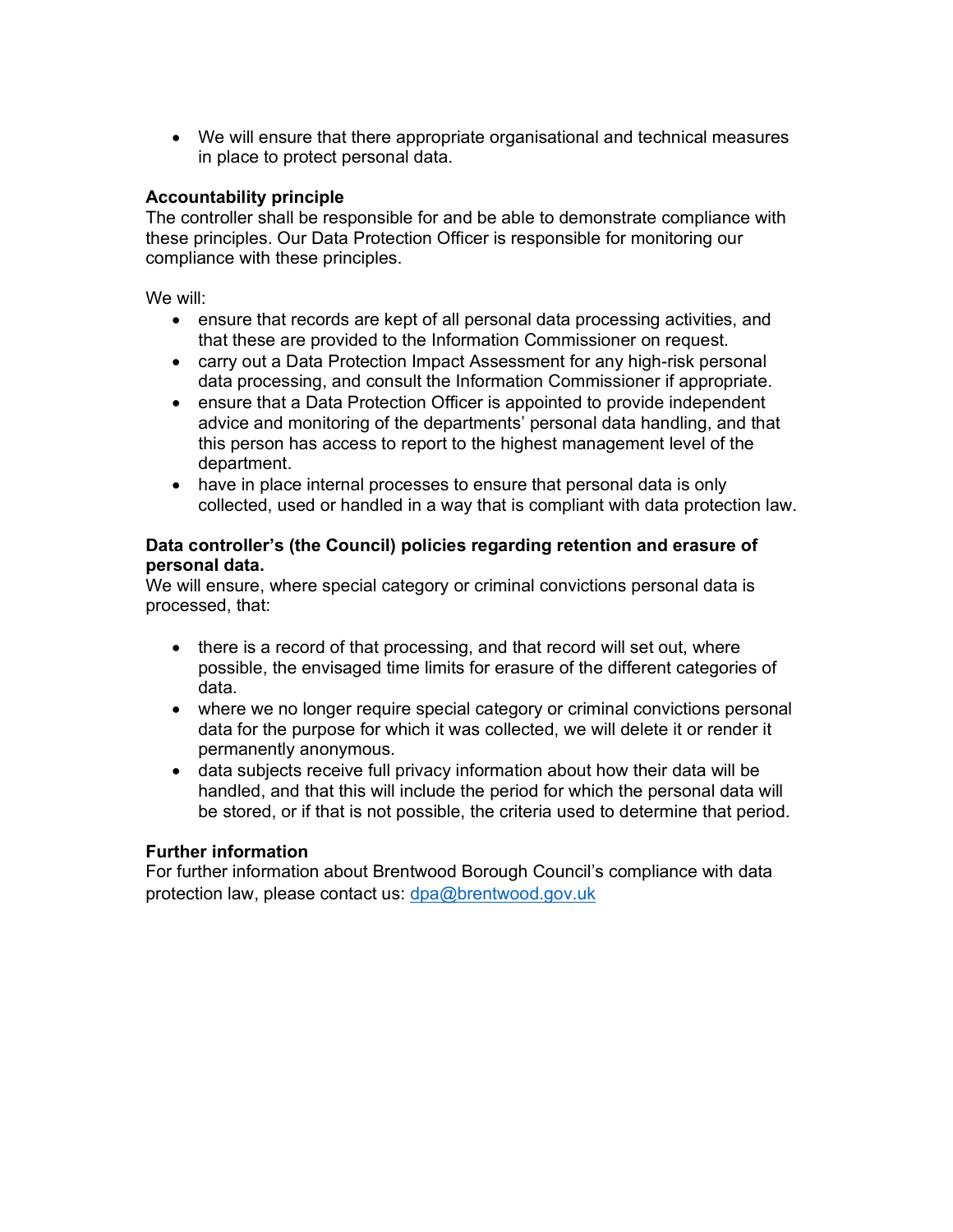- We will ensure that there appropriate organisational and technical measures in place to protect personal data.

**Accountability principle**

The controller shall be responsible for and be able to demonstrate compliance with these principles. Our Data Protection Officer is responsible for monitoring our compliance with these principles.

We will:

- ensure that records are kept of all personal data processing activities, and that these are provided to the Information Commissioner on request.
- carry out a Data Protection Impact Assessment for any high-risk personal data processing, and consult the Information Commissioner if appropriate.
- ensure that a Data Protection Officer is appointed to provide independent advice and monitoring of the departments' personal data handling, and that this person has access to report to the highest management level of the department.
- have in place internal processes to ensure that personal data is only collected, used or handled in a way that is compliant with data protection law.

**Data controller's (the Council) policies regarding retention and erasure of personal data.**

We will ensure, where special category or criminal convictions personal data is processed, that:

- there is a record of that processing, and that record will set out, where possible, the envisaged time limits for erasure of the different categories of data.
- where we no longer require special category or criminal convictions personal data for the purpose for which it was collected, we will delete it or render it permanently anonymous.
- data subjects receive full privacy information about how their data will be handled, and that this will include the period for which the personal data will be stored, or if that is not possible, the criteria used to determine that period.

**Further information**

For further information about Brentwood Borough Council's compliance with data protection law, please contact us: dpa@brentwood.gov.uk